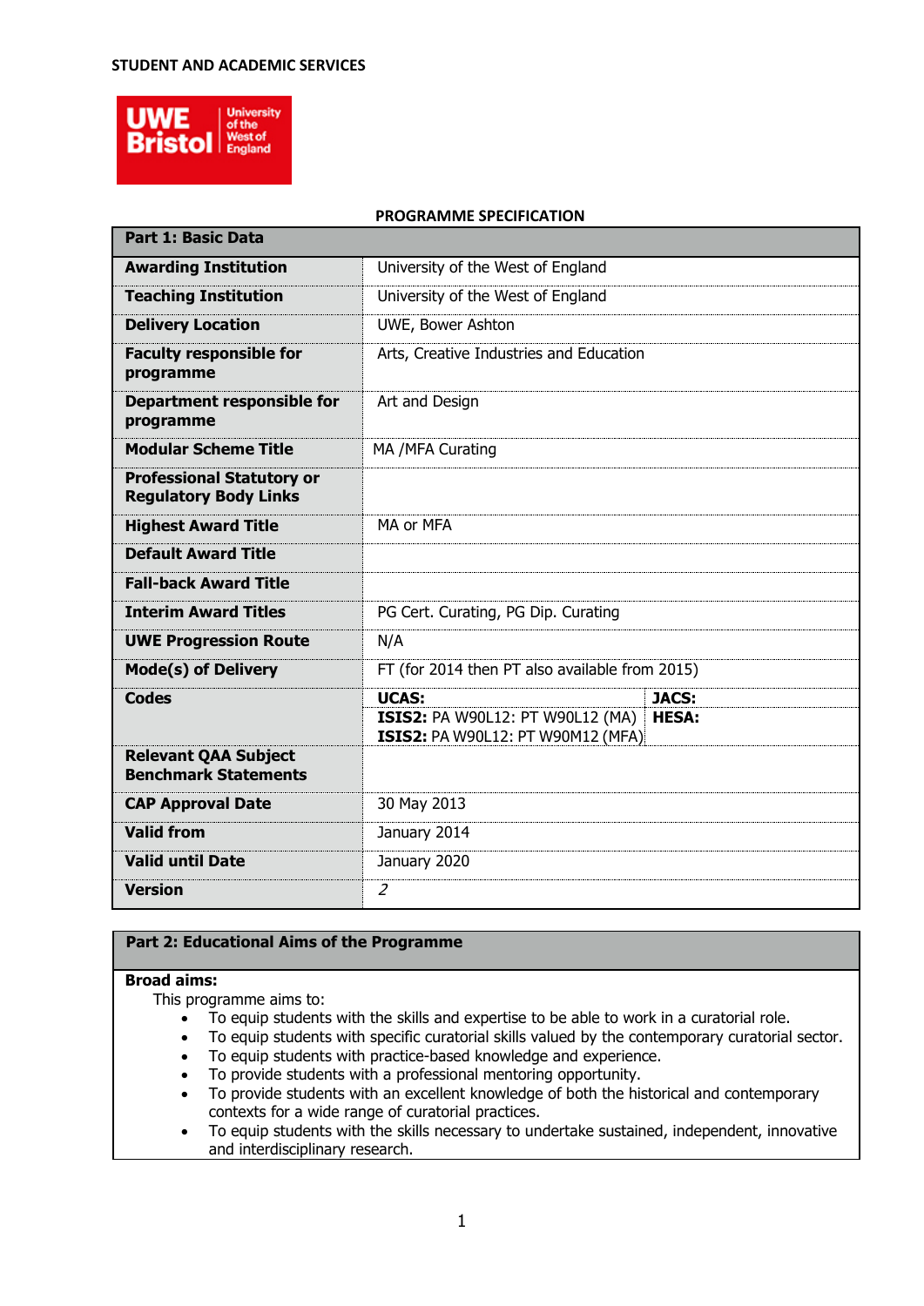STUDENT AND ACADEMIC SERVICES

UWE Bristol University of the West of England

## PROGRAMME SPECIFICATION

| Part 1: Basic Data | | |
|---|---|---|
| **Awarding Institution** | University of the West of England | |
| **Teaching Institution** | University of the West of England | |
| **Delivery Location** | UWE, Bower Ashton | |
| **Faculty responsible for programme** | Arts, Creative Industries and Education | |
| **Department responsible for programme** | Art and Design | |
| **Modular Scheme Title** | MA /MFA Curating | |
| **Professional Statutory or Regulatory Body Links** | | |
| **Highest Award Title** | MA or MFA | |
| **Default Award Title** | | |
| **Fall-back Award Title** | | |
| **Interim Award Titles** | PG Cert. Curating, PG Dip. Curating | |
| **UWE Progression Route** | N/A | |
| **Mode(s) of Delivery** | FT (for 2014 then PT also available from 2015) | |
| **Codes** | **UCAS:** | **JACS:** |
| | **ISIS2:** PA W90L12: PT W90L12 (MA) **ISIS2:** PA W90L12: PT W90M12 (MFA) | **HESA:** |
| **Relevant QAA Subject Benchmark Statements** | | |
| **CAP Approval Date** | 30 May 2013 | |
| **Valid from** | January 2014 | |
| **Valid until Date** | January 2020 | |
| **Version** | *2* | |

## Part 2: Educational Aims of the Programme

**Broad aims:**

This programme aims to:

- To equip students with the skills and expertise to be able to work in a curatorial role.
- To equip students with specific curatorial skills valued by the contemporary curatorial sector.
- To equip students with practice-based knowledge and experience.
- To provide students with a professional mentoring opportunity.
- To provide students with an excellent knowledge of both the historical and contemporary contexts for a wide range of curatorial practices.
- To equip students with the skills necessary to undertake sustained, independent, innovative and interdisciplinary research.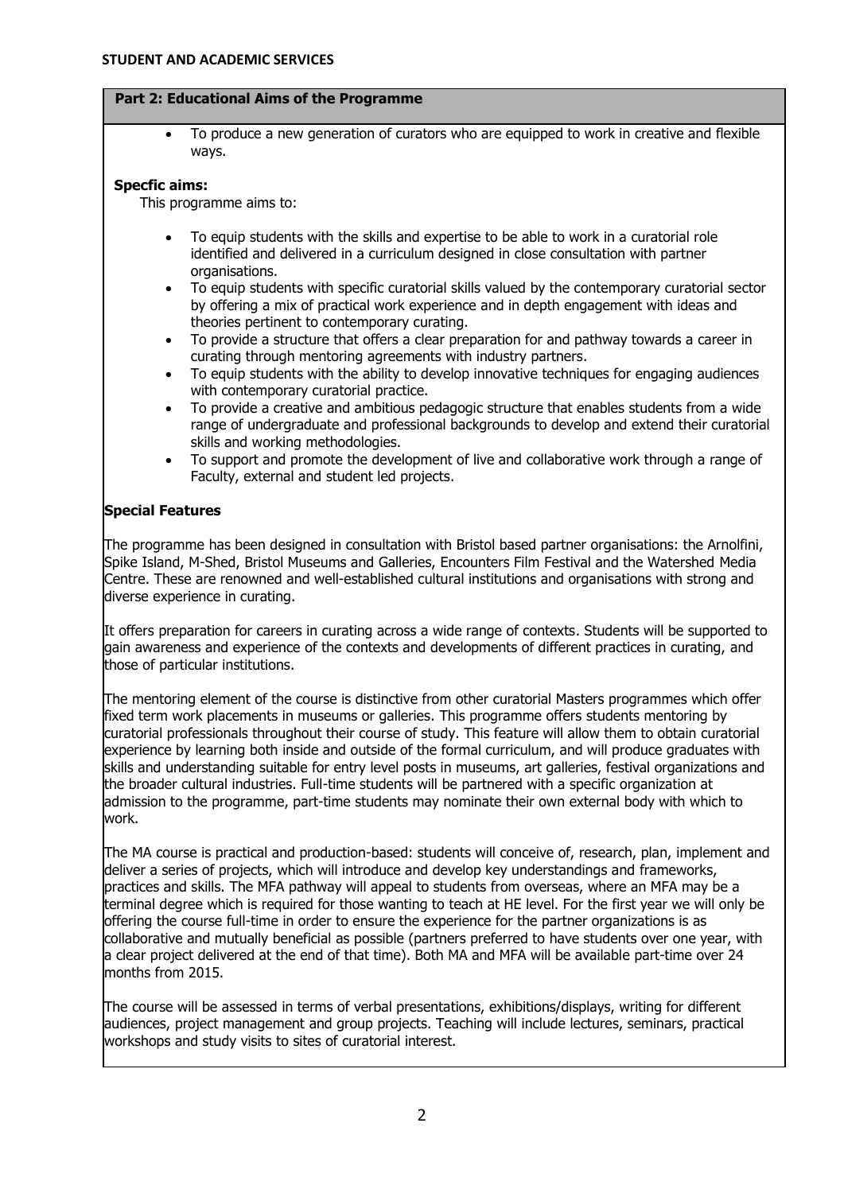**STUDENT AND ACADEMIC SERVICES**

## Part 2: Educational Aims of the Programme

- To produce a new generation of curators who are equipped to work in creative and flexible ways.

**Specfic aims:**

This programme aims to:

- To equip students with the skills and expertise to be able to work in a curatorial role identified and delivered in a curriculum designed in close consultation with partner organisations.
- To equip students with specific curatorial skills valued by the contemporary curatorial sector by offering a mix of practical work experience and in depth engagement with ideas and theories pertinent to contemporary curating.
- To provide a structure that offers a clear preparation for and pathway towards a career in curating through mentoring agreements with industry partners.
- To equip students with the ability to develop innovative techniques for engaging audiences with contemporary curatorial practice.
- To provide a creative and ambitious pedagogic structure that enables students from a wide range of undergraduate and professional backgrounds to develop and extend their curatorial skills and working methodologies.
- To support and promote the development of live and collaborative work through a range of Faculty, external and student led projects.

**Special Features**

The programme has been designed in consultation with Bristol based partner organisations: the Arnolfini, Spike Island, M-Shed, Bristol Museums and Galleries, Encounters Film Festival and the Watershed Media Centre. These are renowned and well-established cultural institutions and organisations with strong and diverse experience in curating.

It offers preparation for careers in curating across a wide range of contexts. Students will be supported to gain awareness and experience of the contexts and developments of different practices in curating, and those of particular institutions.

The mentoring element of the course is distinctive from other curatorial Masters programmes which offer fixed term work placements in museums or galleries. This programme offers students mentoring by curatorial professionals throughout their course of study. This feature will allow them to obtain curatorial experience by learning both inside and outside of the formal curriculum, and will produce graduates with skills and understanding suitable for entry level posts in museums, art galleries, festival organizations and the broader cultural industries. Full-time students will be partnered with a specific organization at admission to the programme, part-time students may nominate their own external body with which to work.

The MA course is practical and production-based: students will conceive of, research, plan, implement and deliver a series of projects, which will introduce and develop key understandings and frameworks, practices and skills. The MFA pathway will appeal to students from overseas, where an MFA may be a terminal degree which is required for those wanting to teach at HE level. For the first year we will only be offering the course full-time in order to ensure the experience for the partner organizations is as collaborative and mutually beneficial as possible (partners preferred to have students over one year, with a clear project delivered at the end of that time). Both MA and MFA will be available part-time over 24 months from 2015.

The course will be assessed in terms of verbal presentations, exhibitions/displays, writing for different audiences, project management and group projects. Teaching will include lectures, seminars, practical workshops and study visits to sites of curatorial interest.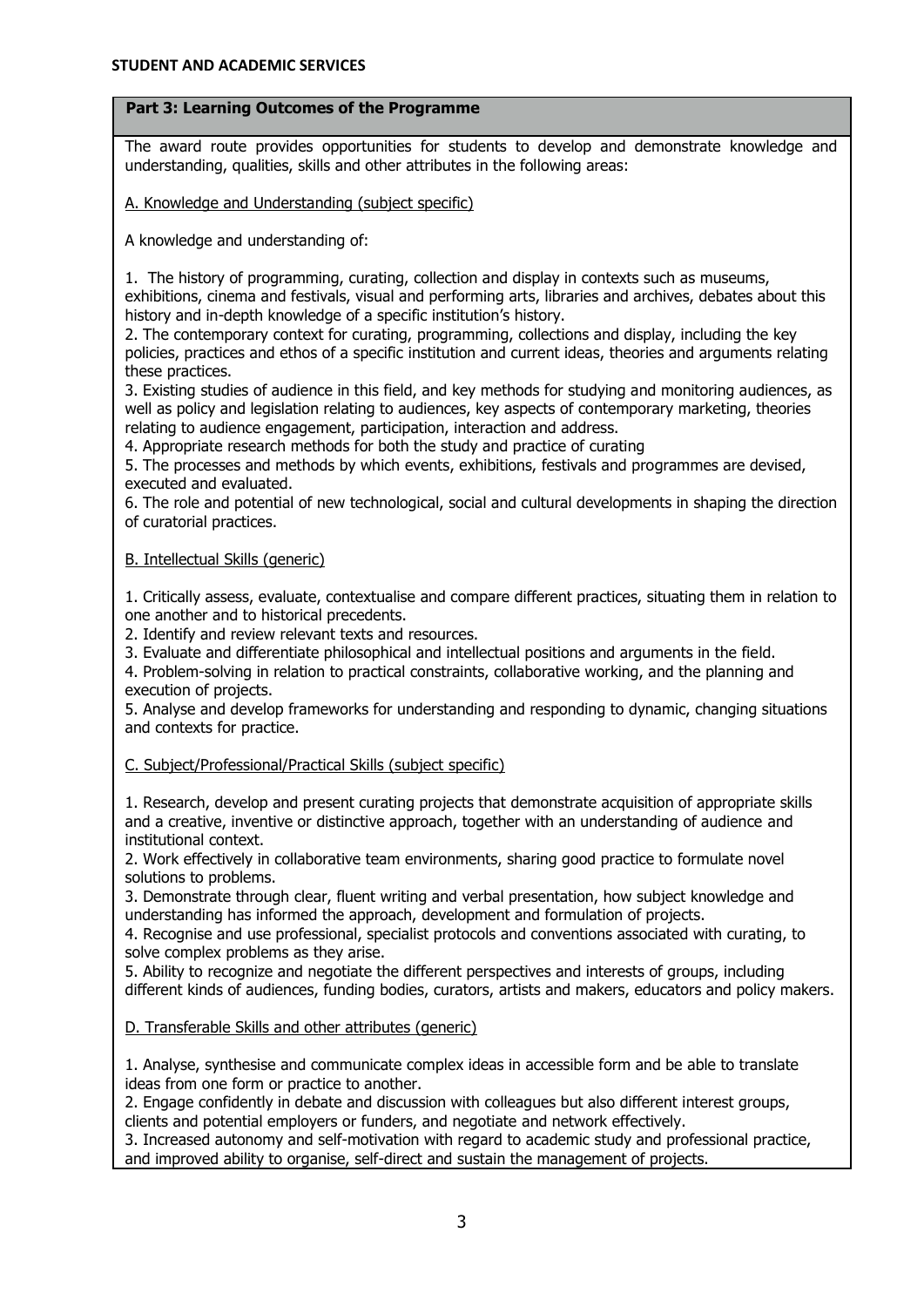**STUDENT AND ACADEMIC SERVICES**

## Part 3: Learning Outcomes of the Programme

The award route provides opportunities for students to develop and demonstrate knowledge and understanding, qualities, skills and other attributes in the following areas:

### A. Knowledge and Understanding (subject specific)

A knowledge and understanding of:

1. The history of programming, curating, collection and display in contexts such as museums, exhibitions, cinema and festivals, visual and performing arts, libraries and archives, debates about this history and in-depth knowledge of a specific institution's history.
2. The contemporary context for curating, programming, collections and display, including the key policies, practices and ethos of a specific institution and current ideas, theories and arguments relating these practices.
3. Existing studies of audience in this field, and key methods for studying and monitoring audiences, as well as policy and legislation relating to audiences, key aspects of contemporary marketing, theories relating to audience engagement, participation, interaction and address.
4. Appropriate research methods for both the study and practice of curating
5. The processes and methods by which events, exhibitions, festivals and programmes are devised, executed and evaluated.
6. The role and potential of new technological, social and cultural developments in shaping the direction of curatorial practices.

### B. Intellectual Skills (generic)

1. Critically assess, evaluate, contextualise and compare different practices, situating them in relation to one another and to historical precedents.
2. Identify and review relevant texts and resources.
3. Evaluate and differentiate philosophical and intellectual positions and arguments in the field.
4. Problem-solving in relation to practical constraints, collaborative working, and the planning and execution of projects.
5. Analyse and develop frameworks for understanding and responding to dynamic, changing situations and contexts for practice.

### C. Subject/Professional/Practical Skills (subject specific)

1. Research, develop and present curating projects that demonstrate acquisition of appropriate skills and a creative, inventive or distinctive approach, together with an understanding of audience and institutional context.
2. Work effectively in collaborative team environments, sharing good practice to formulate novel solutions to problems.
3. Demonstrate through clear, fluent writing and verbal presentation, how subject knowledge and understanding has informed the approach, development and formulation of projects.
4. Recognise and use professional, specialist protocols and conventions associated with curating, to solve complex problems as they arise.
5. Ability to recognize and negotiate the different perspectives and interests of groups, including different kinds of audiences, funding bodies, curators, artists and makers, educators and policy makers.

### D. Transferable Skills and other attributes (generic)

1. Analyse, synthesise and communicate complex ideas in accessible form and be able to translate ideas from one form or practice to another.
2. Engage confidently in debate and discussion with colleagues but also different interest groups, clients and potential employers or funders, and negotiate and network effectively.
3. Increased autonomy and self-motivation with regard to academic study and professional practice, and improved ability to organise, self-direct and sustain the management of projects.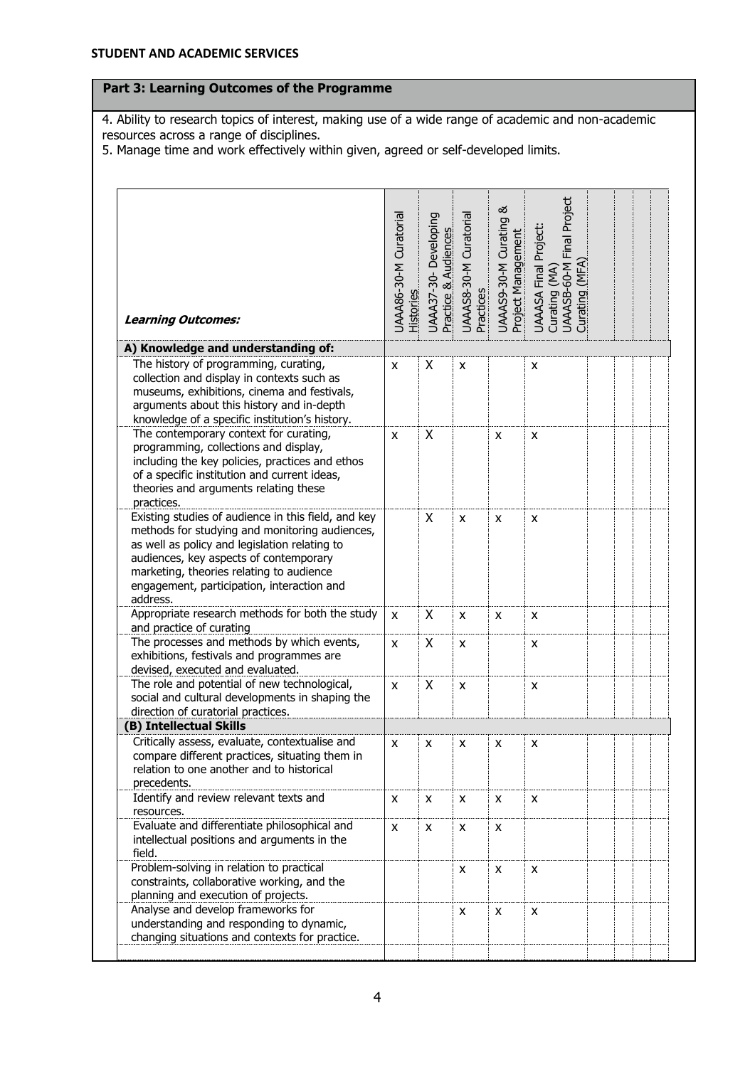**STUDENT AND ACADEMIC SERVICES**

## Part 3: Learning Outcomes of the Programme

4. Ability to research topics of interest, making use of a wide range of academic and non-academic resources across a range of disciplines.
5. Manage time and work effectively within given, agreed or self-developed limits.

| *Learning Outcomes:* | UAAA86-30-M Curatorial Histories | UAAA37-30- Developing Practice & Audiences | UAAAS8-30-M Curatorial Practices | UAAAS9-30-M Curating & Project Management | UAAASA Final Project: Curating (MA) UAAASB-60-M Final Project Curating (MFA) | | | | |
|---|---|---|---|---|---|---|---|---|---|
| **A) Knowledge and understanding of:** | | | | | | | | | |
| The history of programming, curating, collection and display in contexts such as museums, exhibitions, cinema and festivals, arguments about this history and in-depth knowledge of a specific institution's history. | x | X | x | | x | | | | |
| The contemporary context for curating, programming, collections and display, including the key policies, practices and ethos of a specific institution and current ideas, theories and arguments relating these practices. | x | X | | x | x | | | | |
| Existing studies of audience in this field, and key methods for studying and monitoring audiences, as well as policy and legislation relating to audiences, key aspects of contemporary marketing, theories relating to audience engagement, participation, interaction and address. | | X | x | x | x | | | | |
| Appropriate research methods for both the study and practice of curating | x | X | x | x | x | | | | |
| The processes and methods by which events, exhibitions, festivals and programmes are devised, executed and evaluated. | x | X | x | | x | | | | |
| The role and potential of new technological, social and cultural developments in shaping the direction of curatorial practices. | x | X | x | | x | | | | |
| **(B) Intellectual Skills** | | | | | | | | | |
| Critically assess, evaluate, contextualise and compare different practices, situating them in relation to one another and to historical precedents. | x | x | x | x | x | | | | |
| Identify and review relevant texts and resources. | x | x | x | x | x | | | | |
| Evaluate and differentiate philosophical and intellectual positions and arguments in the field. | x | x | x | x | | | | | |
| Problem-solving in relation to practical constraints, collaborative working, and the planning and execution of projects. | | | x | x | x | | | | |
| Analyse and develop frameworks for understanding and responding to dynamic, changing situations and contexts for practice. | | | x | x | x | | | | |
| | | | | | | | | | |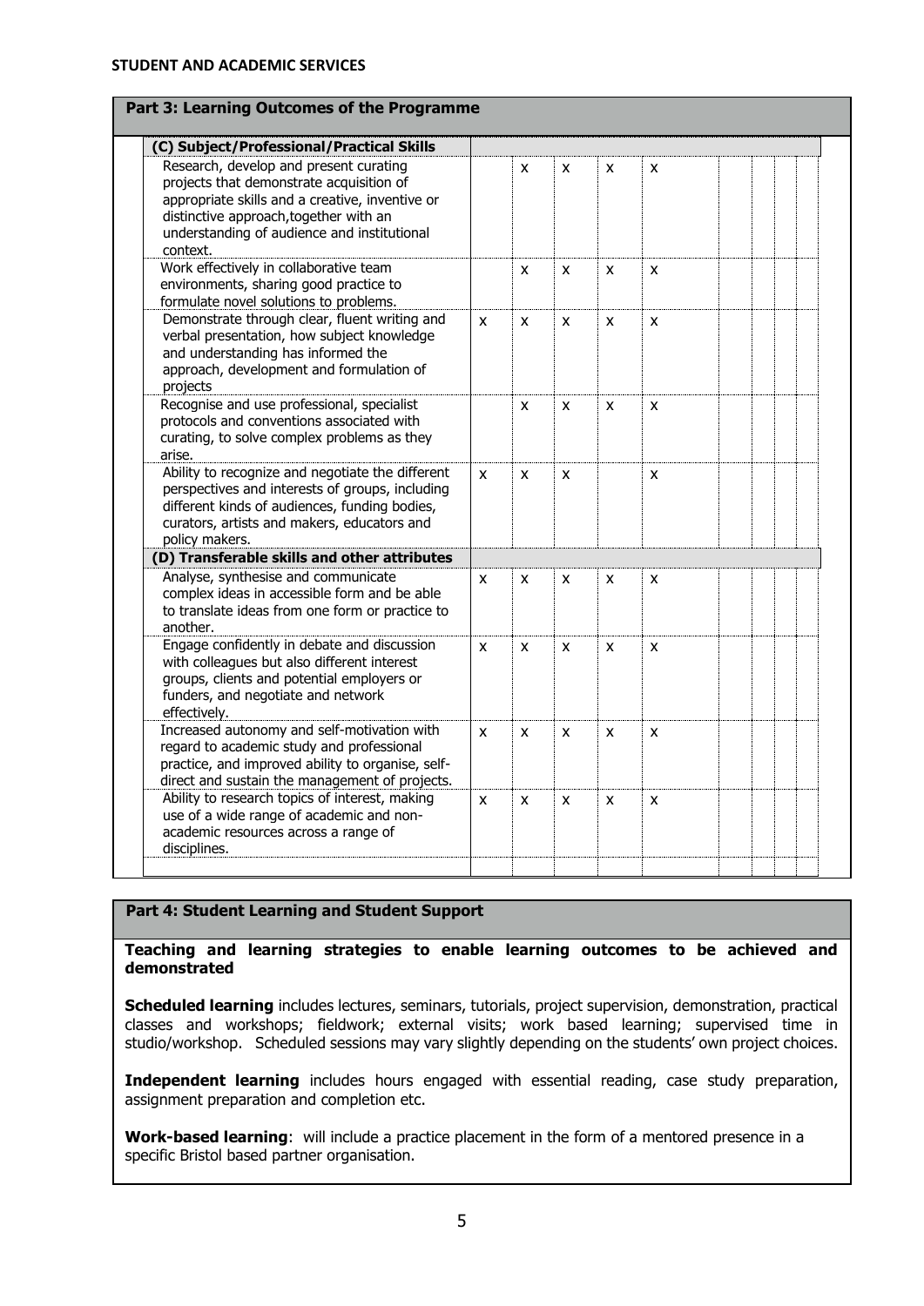## Part 3: Learning Outcomes of the Programme

| (C) Subject/Professional/Practical Skills | | | | | | | | | |
|---|---|---|---|---|---|---|---|---|---|
| Research, develop and present curating projects that demonstrate acquisition of appropriate skills and a creative, inventive or distinctive approach,together with an understanding of audience and institutional context. | | x | x | x | x | | | | |
| Work effectively in collaborative team environments, sharing good practice to formulate novel solutions to problems. | | x | x | x | x | | | | |
| Demonstrate through clear, fluent writing and verbal presentation, how subject knowledge and understanding has informed the approach, development and formulation of projects | x | x | x | x | x | | | | |
| Recognise and use professional, specialist protocols and conventions associated with curating, to solve complex problems as they arise. | | x | x | x | x | | | | |
| Ability to recognize and negotiate the different perspectives and interests of groups, including different kinds of audiences, funding bodies, curators, artists and makers, educators and policy makers. | x | x | x | | x | | | | |
| **(D) Transferable skills and other attributes** | | | | | | | | | |
| Analyse, synthesise and communicate complex ideas in accessible form and be able to translate ideas from one form or practice to another. | x | x | x | x | x | | | | |
| Engage confidently in debate and discussion with colleagues but also different interest groups, clients and potential employers or funders, and negotiate and network effectively. | x | x | x | x | x | | | | |
| Increased autonomy and self-motivation with regard to academic study and professional practice, and improved ability to organise, self-direct and sustain the management of projects. | x | x | x | x | x | | | | |
| Ability to research topics of interest, making use of a wide range of academic and non-academic resources across a range of disciplines. | x | x | x | x | x | | | | |
| | | | | | | | | | |

## Part 4: Student Learning and Student Support

**Teaching and learning strategies to enable learning outcomes to be achieved and demonstrated**

**Scheduled learning** includes lectures, seminars, tutorials, project supervision, demonstration, practical classes and workshops; fieldwork; external visits; work based learning; supervised time in studio/workshop. Scheduled sessions may vary slightly depending on the students' own project choices.

**Independent learning** includes hours engaged with essential reading, case study preparation, assignment preparation and completion etc.

**Work-based learning**: will include a practice placement in the form of a mentored presence in a specific Bristol based partner organisation.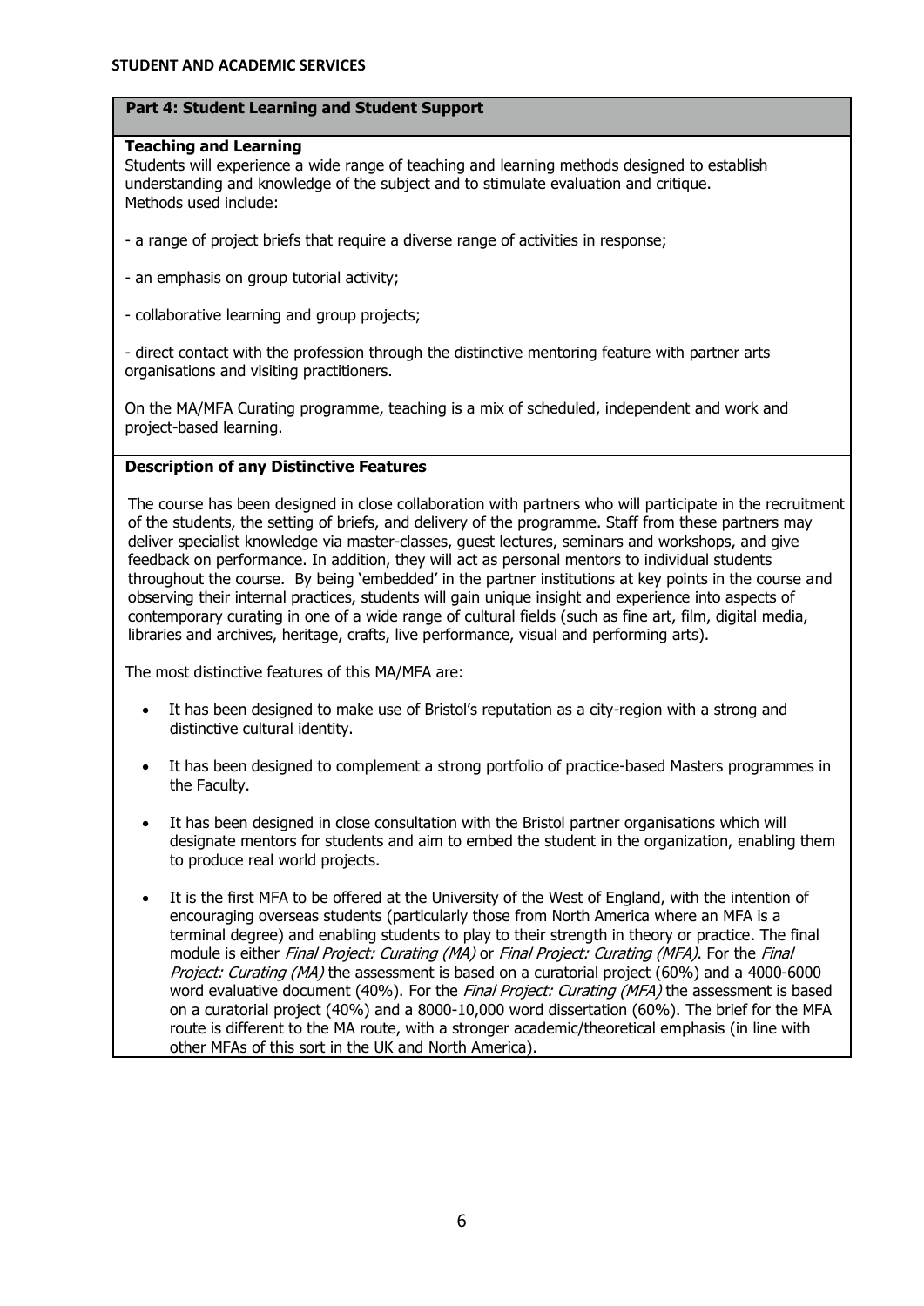**STUDENT AND ACADEMIC SERVICES**

## Part 4: Student Learning and Student Support

### Teaching and Learning

Students will experience a wide range of teaching and learning methods designed to establish understanding and knowledge of the subject and to stimulate evaluation and critique. Methods used include:

- a range of project briefs that require a diverse range of activities in response;

- an emphasis on group tutorial activity;

- collaborative learning and group projects;

- direct contact with the profession through the distinctive mentoring feature with partner arts organisations and visiting practitioners.

On the MA/MFA Curating programme, teaching is a mix of scheduled, independent and work and project-based learning.

### Description of any Distinctive Features

The course has been designed in close collaboration with partners who will participate in the recruitment of the students, the setting of briefs, and delivery of the programme. Staff from these partners may deliver specialist knowledge via master-classes, guest lectures, seminars and workshops, and give feedback on performance. In addition, they will act as personal mentors to individual students throughout the course. By being 'embedded' in the partner institutions at key points in the course and observing their internal practices, students will gain unique insight and experience into aspects of contemporary curating in one of a wide range of cultural fields (such as fine art, film, digital media, libraries and archives, heritage, crafts, live performance, visual and performing arts).

The most distinctive features of this MA/MFA are:

- It has been designed to make use of Bristol's reputation as a city-region with a strong and distinctive cultural identity.
- It has been designed to complement a strong portfolio of practice-based Masters programmes in the Faculty.
- It has been designed in close consultation with the Bristol partner organisations which will designate mentors for students and aim to embed the student in the organization, enabling them to produce real world projects.
- It is the first MFA to be offered at the University of the West of England, with the intention of encouraging overseas students (particularly those from North America where an MFA is a terminal degree) and enabling students to play to their strength in theory or practice. The final module is either *Final Project: Curating (MA)* or *Final Project: Curating (MFA)*. For the *Final Project: Curating (MA)* the assessment is based on a curatorial project (60%) and a 4000-6000 word evaluative document (40%). For the *Final Project: Curating (MFA)* the assessment is based on a curatorial project (40%) and a 8000-10,000 word dissertation (60%). The brief for the MFA route is different to the MA route, with a stronger academic/theoretical emphasis (in line with other MFAs of this sort in the UK and North America).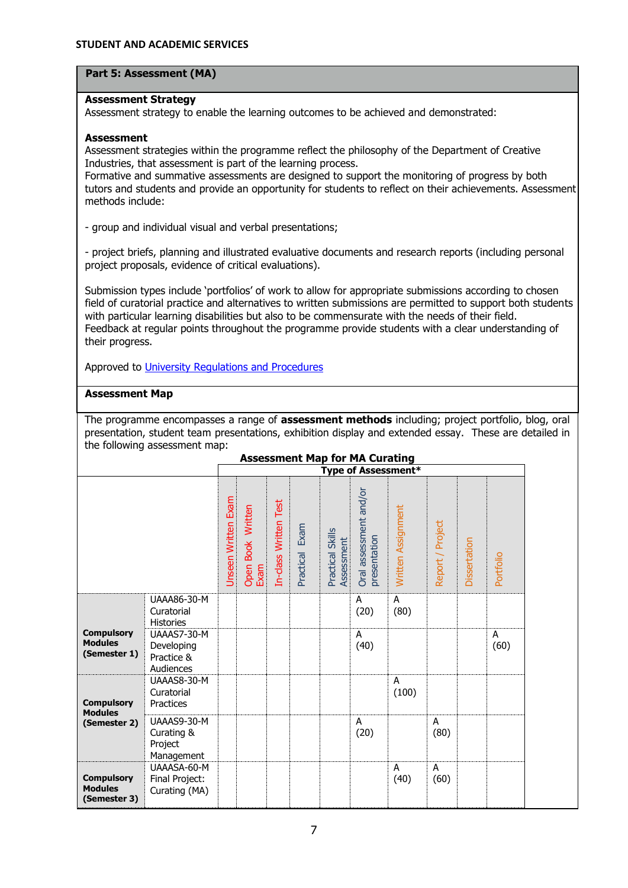STUDENT AND ACADEMIC SERVICES

## Part 5: Assessment (MA)

**Assessment Strategy**
Assessment strategy to enable the learning outcomes to be achieved and demonstrated:

**Assessment**
Assessment strategies within the programme reflect the philosophy of the Department of Creative Industries, that assessment is part of the learning process.
Formative and summative assessments are designed to support the monitoring of progress by both tutors and students and provide an opportunity for students to reflect on their achievements. Assessment methods include:

- group and individual visual and verbal presentations;

- project briefs, planning and illustrated evaluative documents and research reports (including personal project proposals, evidence of critical evaluations).

Submission types include 'portfolios' of work to allow for appropriate submissions according to chosen field of curatorial practice and alternatives to written submissions are permitted to support both students with particular learning disabilities but also to be commensurate with the needs of their field.
Feedback at regular points throughout the programme provide students with a clear understanding of their progress.

Approved to University Regulations and Procedures

**Assessment Map**

The programme encompasses a range of **assessment methods** including; project portfolio, blog, oral presentation, student team presentations, exhibition display and extended essay. These are detailed in the following assessment map:

**Assessment Map for MA Curating**

| | | Type of Assessment* | | | | | | | | | |
|---|---|---|---|---|---|---|---|---|---|---|---|
| | | Unseen Written Exam | Open Book Written Exam | In-class Written Test | Practical Exam | Practical Skills Assessment | Oral assessment and/or presentation | Written Assignment | Report / Project | Dissertation | Portfolio |
| **Compulsory Modules (Semester 1)** | UAAA86-30-M Curatorial Histories | | | | | | A (20) | A (80) | | | |
| | UAAAS7-30-M Developing Practice & Audiences | | | | | | A (40) | | | | A (60) |
| **Compulsory Modules (Semester 2)** | UAAAS8-30-M Curatorial Practices | | | | | | | A (100) | | | |
| | UAAAS9-30-M Curating & Project Management | | | | | | A (20) | | A (80) | | |
| **Compulsory Modules (Semester 3)** | UAAASA-60-M Final Project: Curating (MA) | | | | | | | A (40) | A (60) | | |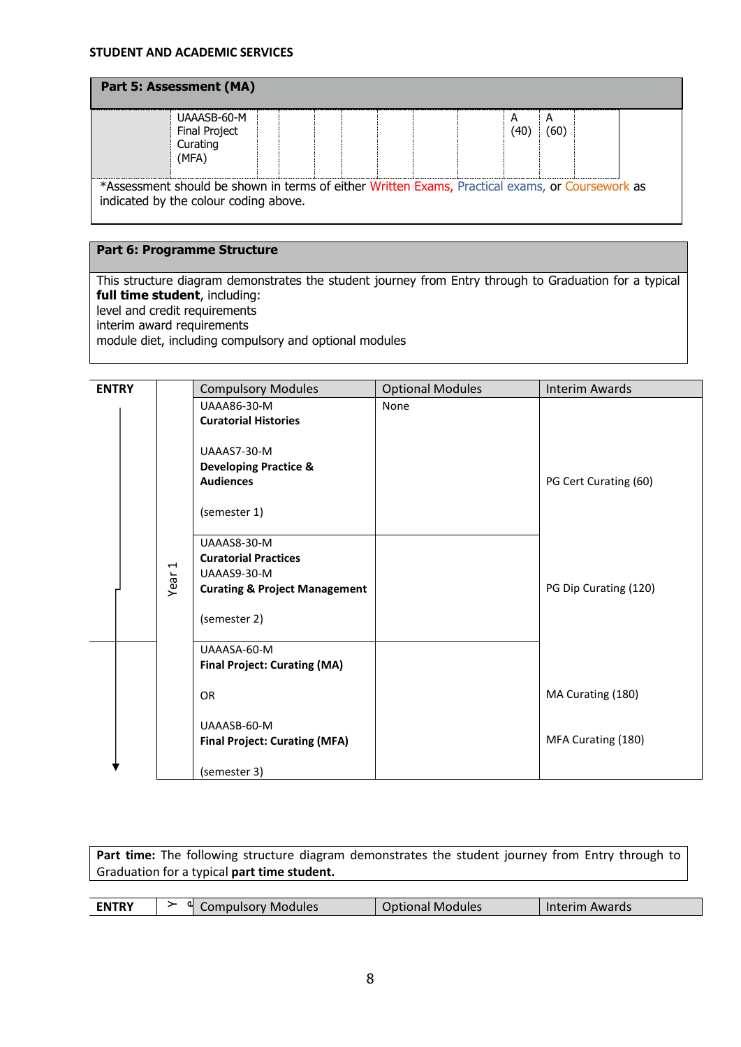STUDENT AND ACADEMIC SERVICES

## Part 5: Assessment (MA)

| | | | | | | | | | | | |
|---|---|---|---|---|---|---|---|---|---|---|---|
| | UAAASB-60-M Final Project Curating (MFA) | | | | | | | | A (40) | A (60) | |

*Assessment should be shown in terms of either Written Exams, Practical exams, or Coursework as indicated by the colour coding above.

## Part 6: Programme Structure

This structure diagram demonstrates the student journey from Entry through to Graduation for a typical **full time student**, including:
level and credit requirements
interim award requirements
module diet, including compulsory and optional modules

| ENTRY | | Compulsory Modules | Optional Modules | Interim Awards |
|---|---|---|---|---|
| | Year 1 | UAAA86-30-M **Curatorial Histories**<br><br>UAAAS7-30-M **Developing Practice & Audiences**<br><br>(semester 1) | None | PG Cert Curating (60) |
| | | UAAAS8-30-M **Curatorial Practices**<br>UAAAS9-30-M **Curating & Project Management**<br><br>(semester 2) | | PG Dip Curating (120) |
| | | UAAASA-60-M **Final Project: Curating (MA)**<br><br>OR<br><br>UAAASB-60-M **Final Project: Curating (MFA)**<br><br>(semester 3) | | MA Curating (180)<br><br>MFA Curating (180) |

**Part time:** The following structure diagram demonstrates the student journey from Entry through to Graduation for a typical **part time student.**

| ENTRY | Year 1 | Compulsory Modules | Optional Modules | Interim Awards |
|---|---|---|---|---|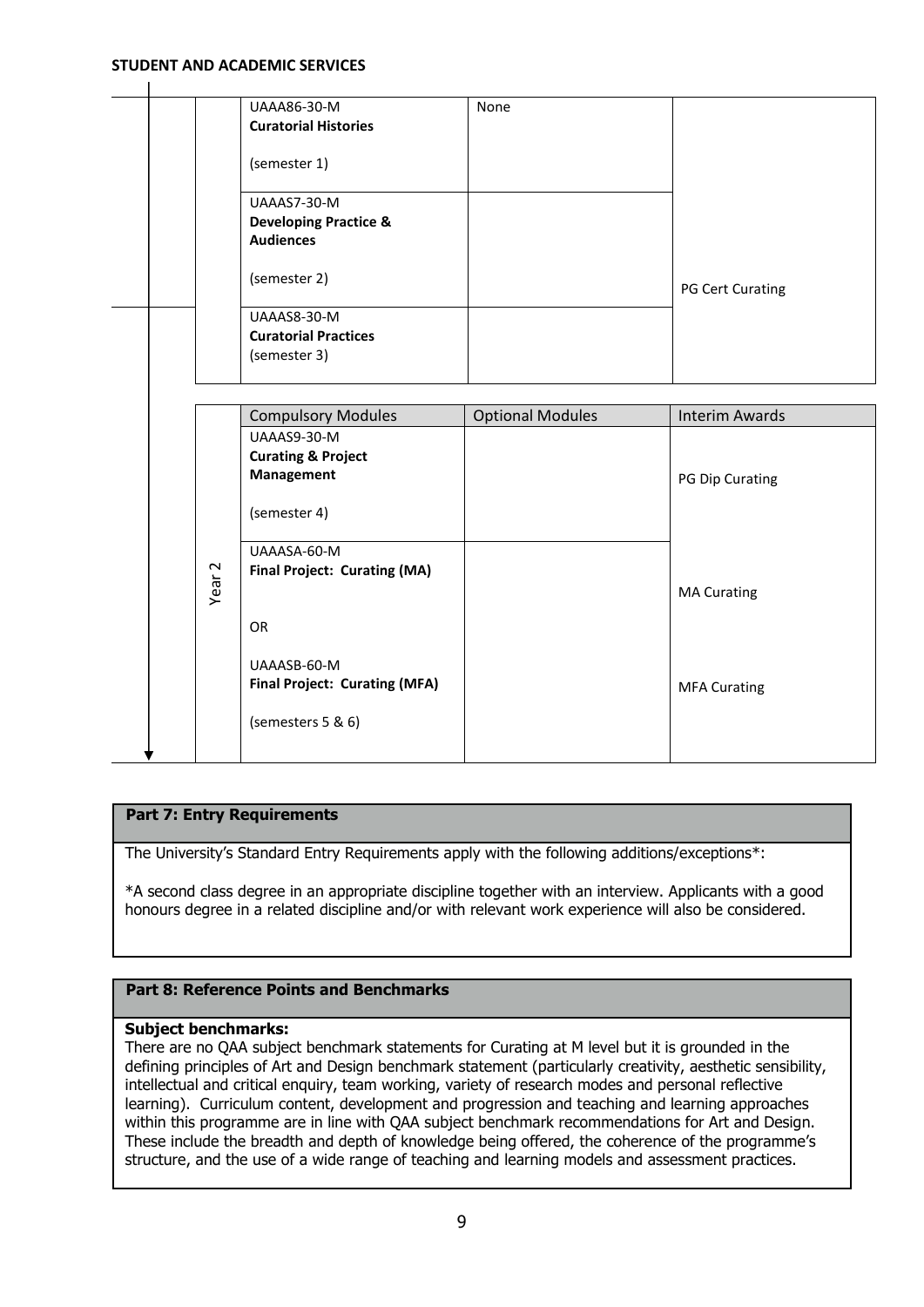| | Compulsory Modules | Optional Modules | Interim Awards |
|---|---|---|---|
| | UAAA86-30-M **Curatorial Histories** (semester 1) | None | |
| | UAAAS7-30-M **Developing Practice & Audiences** (semester 2) | | PG Cert Curating |
| | UAAAS8-30-M **Curatorial Practices** (semester 3) | | |

| | Compulsory Modules | Optional Modules | Interim Awards |
|---|---|---|---|
| Year 2 | UAAAS9-30-M **Curating & Project Management** (semester 4) | | PG Dip Curating |
| | UAAASA-60-M **Final Project: Curating (MA)** | | MA Curating |
| | OR | | |
| | UAAASB-60-M **Final Project: Curating (MFA)** (semesters 5 & 6) | | MFA Curating |

## Part 7: Entry Requirements

The University's Standard Entry Requirements apply with the following additions/exceptions*:

*A second class degree in an appropriate discipline together with an interview. Applicants with a good honours degree in a related discipline and/or with relevant work experience will also be considered.

## Part 8: Reference Points and Benchmarks

**Subject benchmarks:**
There are no QAA subject benchmark statements for Curating at M level but it is grounded in the defining principles of Art and Design benchmark statement (particularly creativity, aesthetic sensibility, intellectual and critical enquiry, team working, variety of research modes and personal reflective learning). Curriculum content, development and progression and teaching and learning approaches within this programme are in line with QAA subject benchmark recommendations for Art and Design. These include the breadth and depth of knowledge being offered, the coherence of the programme's structure, and the use of a wide range of teaching and learning models and assessment practices.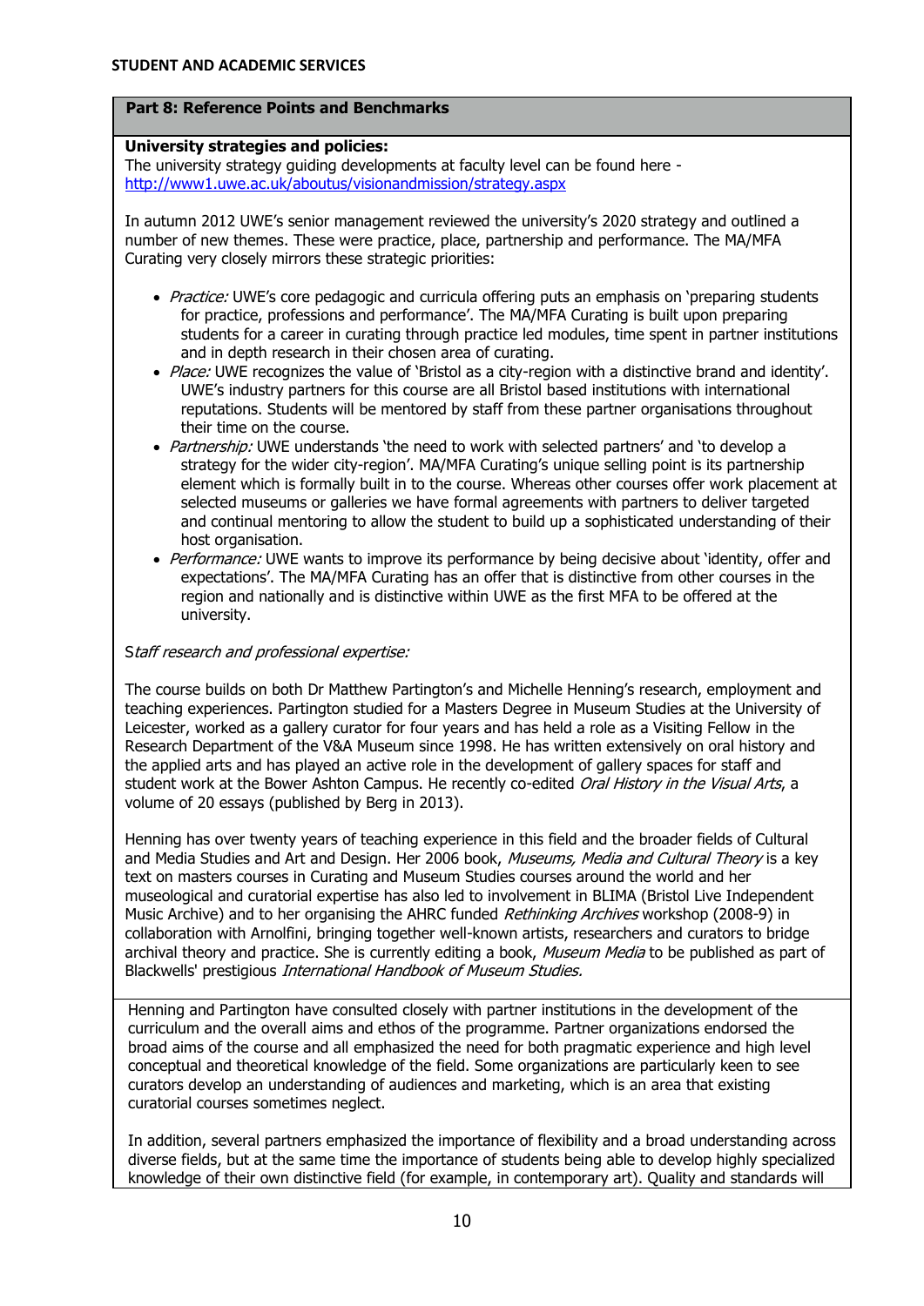## Part 8: Reference Points and Benchmarks

**University strategies and policies:**
The university strategy guiding developments at faculty level can be found here - http://www1.uwe.ac.uk/aboutus/visionandmission/strategy.aspx

In autumn 2012 UWE's senior management reviewed the university's 2020 strategy and outlined a number of new themes. These were practice, place, partnership and performance. The MA/MFA Curating very closely mirrors these strategic priorities:

- *Practice:* UWE's core pedagogic and curricula offering puts an emphasis on 'preparing students for practice, professions and performance'. The MA/MFA Curating is built upon preparing students for a career in curating through practice led modules, time spent in partner institutions and in depth research in their chosen area of curating.
- *Place:* UWE recognizes the value of 'Bristol as a city-region with a distinctive brand and identity'. UWE's industry partners for this course are all Bristol based institutions with international reputations. Students will be mentored by staff from these partner organisations throughout their time on the course.
- *Partnership:* UWE understands 'the need to work with selected partners' and 'to develop a strategy for the wider city-region'. MA/MFA Curating's unique selling point is its partnership element which is formally built in to the course. Whereas other courses offer work placement at selected museums or galleries we have formal agreements with partners to deliver targeted and continual mentoring to allow the student to build up a sophisticated understanding of their host organisation.
- *Performance:* UWE wants to improve its performance by being decisive about 'identity, offer and expectations'. The MA/MFA Curating has an offer that is distinctive from other courses in the region and nationally and is distinctive within UWE as the first MFA to be offered at the university.

S*taff research and professional expertise:*

The course builds on both Dr Matthew Partington's and Michelle Henning's research, employment and teaching experiences. Partington studied for a Masters Degree in Museum Studies at the University of Leicester, worked as a gallery curator for four years and has held a role as a Visiting Fellow in the Research Department of the V&A Museum since 1998. He has written extensively on oral history and the applied arts and has played an active role in the development of gallery spaces for staff and student work at the Bower Ashton Campus. He recently co-edited *Oral History in the Visual Arts*, a volume of 20 essays (published by Berg in 2013).

Henning has over twenty years of teaching experience in this field and the broader fields of Cultural and Media Studies and Art and Design. Her 2006 book, *Museums, Media and Cultural Theory* is a key text on masters courses in Curating and Museum Studies courses around the world and her museological and curatorial expertise has also led to involvement in BLIMA (Bristol Live Independent Music Archive) and to her organising the AHRC funded *Rethinking Archives* workshop (2008-9) in collaboration with Arnolfini, bringing together well-known artists, researchers and curators to bridge archival theory and practice. She is currently editing a book, *Museum Media* to be published as part of Blackwells' prestigious *International Handbook of Museum Studies.*

Henning and Partington have consulted closely with partner institutions in the development of the curriculum and the overall aims and ethos of the programme. Partner organizations endorsed the broad aims of the course and all emphasized the need for both pragmatic experience and high level conceptual and theoretical knowledge of the field. Some organizations are particularly keen to see curators develop an understanding of audiences and marketing, which is an area that existing curatorial courses sometimes neglect.

In addition, several partners emphasized the importance of flexibility and a broad understanding across diverse fields, but at the same time the importance of students being able to develop highly specialized knowledge of their own distinctive field (for example, in contemporary art). Quality and standards will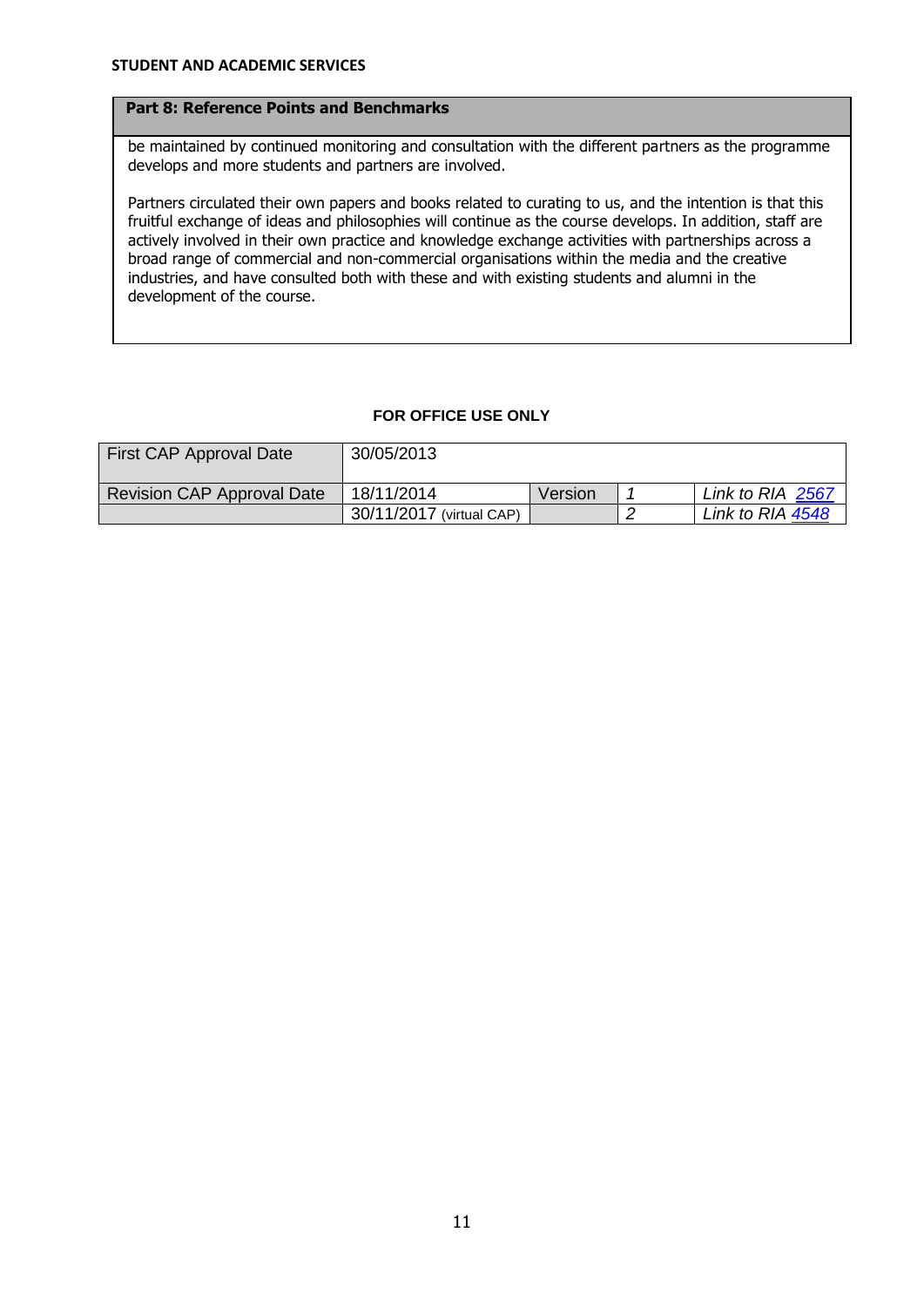## Part 8: Reference Points and Benchmarks

be maintained by continued monitoring and consultation with the different partners as the programme develops and more students and partners are involved.

Partners circulated their own papers and books related to curating to us, and the intention is that this fruitful exchange of ideas and philosophies will continue as the course develops. In addition, staff are actively involved in their own practice and knowledge exchange activities with partnerships across a broad range of commercial and non-commercial organisations within the media and the creative industries, and have consulted both with these and with existing students and alumni in the development of the course.

**FOR OFFICE USE ONLY**

| | | | | |
|---|---|---|---|---|
| First CAP Approval Date | 30/05/2013 | | | |
| Revision CAP Approval Date | 18/11/2014 | Version | *1* | *Link to RIA 2567* |
| | 30/11/2017 (virtual CAP) | | *2* | *Link to RIA 4548* |